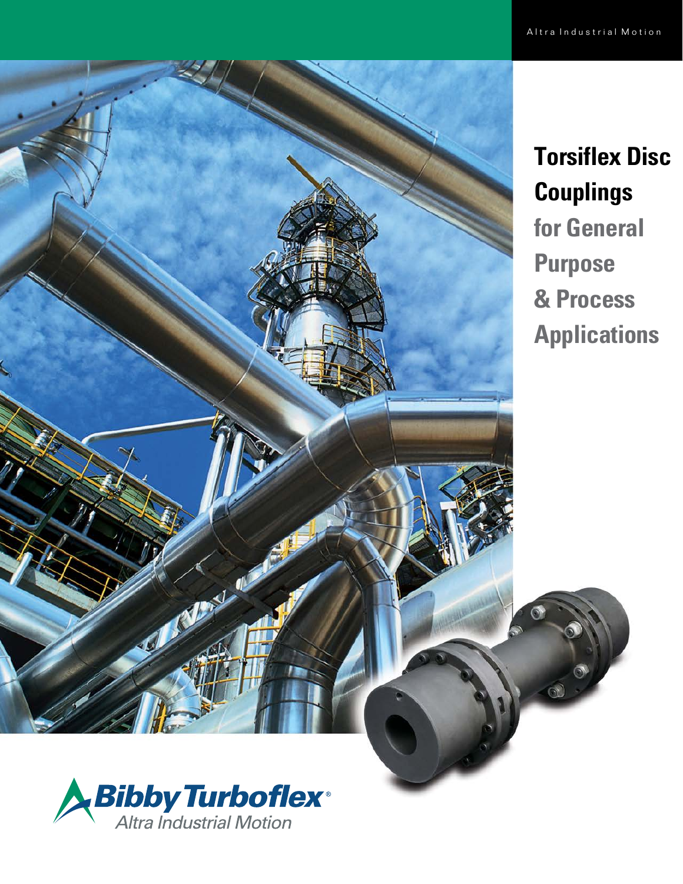Altra Industrial Motion

# Torsiflex Disc Couplings

## for General Purpose & Process Applications

Bibby Turboflex®
Altra Industrial Motion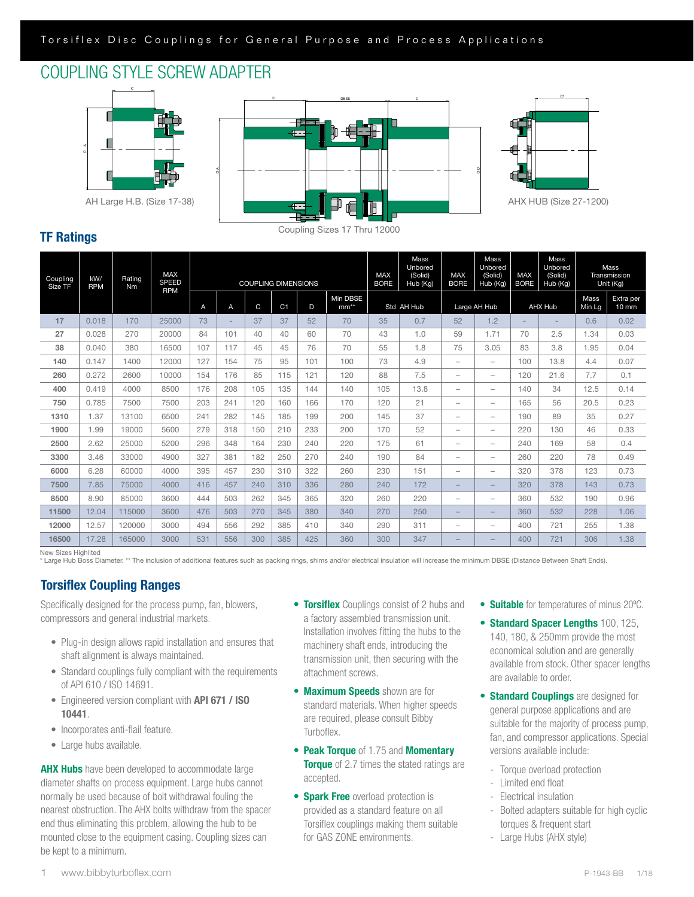# COUPLING STYLE SCREW ADAPTER

AH Large H.B. (Size 17-38)

Coupling Sizes 17 Thru 12000

AHX HUB (Size 27-1200)

## TF Ratings

| Coupling Size TF | kW/ RPM | Rating Nm | MAX SPEED RPM | COUPLING DIMENSIONS | | | | | | MAX BORE | Mass Unbored (Solid) Hub (Kg) | MAX BORE | Mass Unbored (Solid) Hub (Kg) | MAX BORE | Mass Unbored (Solid) Hub (Kg) | Mass Transmission Unit (Kg) | |
|---|---|---|---|---|---|---|---|---|---|---|---|---|---|---|---|---|---|
| | | | | A | A | C | C1 | D | Min DBSE mm** | Std AH Hub | | Large AH Hub | | AHX Hub | | Mass Min Lg | Extra per 10 mm |
| **17** | 0.018 | 170 | 25000 | 73 | - | 37 | 37 | 52 | 70 | 35 | 0.7 | 52 | 1.2 | - | - | 0.6 | 0.02 |
| **27** | 0.028 | 270 | 20000 | 84 | 101 | 40 | 40 | 60 | 70 | 43 | 1.0 | 59 | 1.71 | 70 | 2.5 | 1.34 | 0.03 |
| **38** | 0.040 | 380 | 16500 | 107 | 117 | 45 | 45 | 76 | 70 | 55 | 1.8 | 75 | 3.05 | 83 | 3.8 | 1.95 | 0.04 |
| **140** | 0.147 | 1400 | 12000 | 127 | 154 | 75 | 95 | 101 | 100 | 73 | 4.9 | – | – | 100 | 13.8 | 4.4 | 0.07 |
| **260** | 0.272 | 2600 | 10000 | 154 | 176 | 85 | 115 | 121 | 120 | 88 | 7.5 | – | – | 120 | 21.6 | 7.7 | 0.1 |
| **400** | 0.419 | 4000 | 8500 | 176 | 208 | 105 | 135 | 144 | 140 | 105 | 13.8 | – | – | 140 | 34 | 12.5 | 0.14 |
| **750** | 0.785 | 7500 | 7500 | 203 | 241 | 120 | 160 | 166 | 170 | 120 | 21 | – | – | 165 | 56 | 20.5 | 0.23 |
| **1310** | 1.37 | 13100 | 6500 | 241 | 282 | 145 | 185 | 199 | 200 | 145 | 37 | – | – | 190 | 89 | 35 | 0.27 |
| **1900** | 1.99 | 19000 | 5600 | 279 | 318 | 150 | 210 | 233 | 200 | 170 | 52 | – | – | 220 | 130 | 46 | 0.33 |
| **2500** | 2.62 | 25000 | 5200 | 296 | 348 | 164 | 230 | 240 | 220 | 175 | 61 | – | – | 240 | 169 | 58 | 0.4 |
| **3300** | 3.46 | 33000 | 4900 | 327 | 381 | 182 | 250 | 270 | 240 | 190 | 84 | – | – | 260 | 220 | 78 | 0.49 |
| **6000** | 6.28 | 60000 | 4000 | 395 | 457 | 230 | 310 | 322 | 260 | 230 | 151 | – | – | 320 | 378 | 123 | 0.73 |
| **7500** | 7.85 | 75000 | 4000 | 416 | 457 | 240 | 310 | 336 | 280 | 240 | 172 | – | – | 320 | 378 | 143 | 0.73 |
| **8500** | 8.90 | 85000 | 3600 | 444 | 503 | 262 | 345 | 365 | 320 | 260 | 220 | – | – | 360 | 532 | 190 | 0.96 |
| **11500** | 12.04 | 115000 | 3600 | 476 | 503 | 270 | 345 | 380 | 340 | 270 | 250 | – | – | 360 | 532 | 228 | 1.06 |
| **12000** | 12.57 | 120000 | 3000 | 494 | 556 | 292 | 385 | 410 | 340 | 290 | 311 | – | – | 400 | 721 | 255 | 1.38 |
| **16500** | 17.28 | 165000 | 3000 | 531 | 556 | 300 | 385 | 425 | 360 | 300 | 347 | – | – | 400 | 721 | 306 | 1.38 |

New Sizes Highlited
* Large Hub Boss Diameter. ** The inclusion of additional features such as packing rings, shims and/or electrical insulation will increase the minimum DBSE (Distance Between Shaft Ends).

## Torsiflex Coupling Ranges

Specifically designed for the process pump, fan, blowers, compressors and general industrial markets.

- Plug-in design allows rapid installation and ensures that shaft alignment is always maintained.
- Standard couplings fully compliant with the requirements of API 610 / ISO 14691.
- Engineered version compliant with **API 671 / ISO 10441**.
- Incorporates anti-flail feature.
- Large hubs available.

**AHX Hubs** have been developed to accommodate large diameter shafts on process equipment. Large hubs cannot normally be used because of bolt withdrawal fouling the nearest obstruction. The AHX bolts withdraw from the spacer end thus eliminating this problem, allowing the hub to be mounted close to the equipment casing. Coupling sizes can be kept to a minimum.

- **Torsiflex** Couplings consist of 2 hubs and a factory assembled transmission unit. Installation involves fitting the hubs to the machinery shaft ends, introducing the transmission unit, then securing with the attachment screws.
- **Maximum Speeds** shown are for standard materials. When higher speeds are required, please consult Bibby Turboflex.
- **Peak Torque** of 1.75 and **Momentary Torque** of 2.7 times the stated ratings are accepted.
- **Spark Free** overload protection is provided as a standard feature on all Torsiflex couplings making them suitable for GAS ZONE environments.
- **Suitable** for temperatures of minus 20ºC.
- **Standard Spacer Lengths** 100, 125, 140, 180, & 250mm provide the most economical solution and are generally available from stock. Other spacer lengths are available to order.
- **Standard Couplings** are designed for general purpose applications and are suitable for the majority of process pump, fan, and compressor applications. Special versions available include:
  - Torque overload protection
  - Limited end float
  - Electrical insulation
  - Bolted adapters suitable for high cyclic torques & frequent start
  - Large Hubs (AHX style)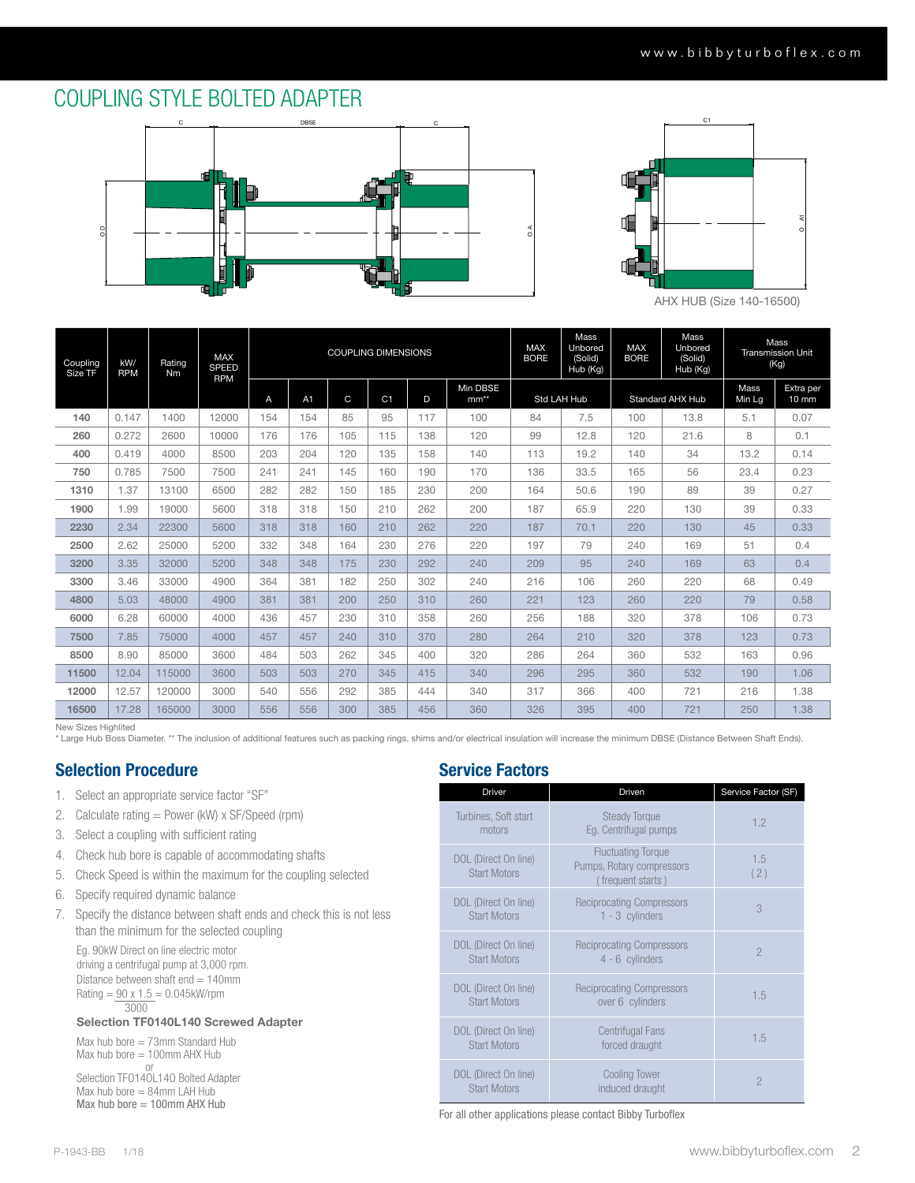# COUPLING STYLE BOLTED ADAPTER

AHX HUB (Size 140-16500)

| Coupling Size TF | kW/ RPM | Rating Nm | MAX SPEED RPM | COUPLING DIMENSIONS | | | | | | MAX BORE | Mass Unbored (Solid) Hub (Kg) | MAX BORE | Mass Unbored (Solid) Hub (Kg) | Mass Transmission Unit (Kg) | |
|---|---|---|---|---|---|---|---|---|---|---|---|---|---|---|---|
| | | | | A | A1 | C | C1 | D | Min DBSE mm** | Std LAH Hub | | Standard AHX Hub | | Mass Min Lg | Extra per 10 mm |
| **140** | 0.147 | 1400 | 12000 | 154 | 154 | 85 | 95 | 117 | 100 | 84 | 7.5 | 100 | 13.8 | 5.1 | 0.07 |
| **260** | 0.272 | 2600 | 10000 | 176 | 176 | 105 | 115 | 138 | 120 | 99 | 12.8 | 120 | 21.6 | 8 | 0.1 |
| **400** | 0.419 | 4000 | 8500 | 203 | 204 | 120 | 135 | 158 | 140 | 113 | 19.2 | 140 | 34 | 13.2 | 0.14 |
| **750** | 0.785 | 7500 | 7500 | 241 | 241 | 145 | 160 | 190 | 170 | 136 | 33.5 | 165 | 56 | 23.4 | 0.23 |
| **1310** | 1.37 | 13100 | 6500 | 282 | 282 | 150 | 185 | 230 | 200 | 164 | 50.6 | 190 | 89 | 39 | 0.27 |
| **1900** | 1.99 | 19000 | 5600 | 318 | 318 | 150 | 210 | 262 | 200 | 187 | 65.9 | 220 | 130 | 39 | 0.33 |
| **2230** | 2.34 | 22300 | 5600 | 318 | 318 | 160 | 210 | 262 | 220 | 187 | 70.1 | 220 | 130 | 45 | 0.33 |
| **2500** | 2.62 | 25000 | 5200 | 332 | 348 | 164 | 230 | 276 | 220 | 197 | 79 | 240 | 169 | 51 | 0.4 |
| **3200** | 3.35 | 32000 | 5200 | 348 | 348 | 175 | 230 | 292 | 240 | 209 | 95 | 240 | 169 | 63 | 0.4 |
| **3300** | 3.46 | 33000 | 4900 | 364 | 381 | 182 | 250 | 302 | 240 | 216 | 106 | 260 | 220 | 68 | 0.49 |
| **4800** | 5.03 | 48000 | 4900 | 381 | 381 | 200 | 250 | 310 | 260 | 221 | 123 | 260 | 220 | 79 | 0.58 |
| **6000** | 6.28 | 60000 | 4000 | 436 | 457 | 230 | 310 | 358 | 260 | 256 | 188 | 320 | 378 | 106 | 0.73 |
| **7500** | 7.85 | 75000 | 4000 | 457 | 457 | 240 | 310 | 370 | 280 | 264 | 210 | 320 | 378 | 123 | 0.73 |
| **8500** | 8.90 | 85000 | 3600 | 484 | 503 | 262 | 345 | 400 | 320 | 286 | 264 | 360 | 532 | 163 | 0.96 |
| **11500** | 12.04 | 115000 | 3600 | 503 | 503 | 270 | 345 | 415 | 340 | 296 | 295 | 360 | 532 | 190 | 1.06 |
| **12000** | 12.57 | 120000 | 3000 | 540 | 556 | 292 | 385 | 444 | 340 | 317 | 366 | 400 | 721 | 216 | 1.38 |
| **16500** | 17.28 | 165000 | 3000 | 556 | 556 | 300 | 385 | 456 | 360 | 326 | 395 | 400 | 721 | 250 | 1.38 |

New Sizes Highlited

* Large Hub Boss Diameter. ** The inclusion of additional features such as packing rings, shims and/or electrical insulation will increase the minimum DBSE (Distance Between Shaft Ends).

## Selection Procedure

1. Select an appropriate service factor "SF"
2. Calculate rating = Power (kW) x SF/Speed (rpm)
3. Select a coupling with sufficient rating
4. Check hub bore is capable of accommodating shafts
5. Check Speed is within the maximum for the coupling selected
6. Specify required dynamic balance
7. Specify the distance between shaft ends and check this is not less than the minimum for the selected coupling

Eg. 90kW Direct on line electric motor driving a centrifugal pump at 3,000 rpm.
Distance between shaft end = 140mm

$$\text{Rating} = \frac{90 \times 1.5}{3000} = 0.045\text{kW/rpm}$$

**Selection TF0140L140 Screwed Adapter**

Max hub bore = 73mm Standard Hub
Max hub bore = 100mm AHX Hub

or

Selection TF0140L140 Bolted Adapter
Max hub bore = 84mm LAH Hub
Max hub bore = 100mm AHX Hub

## Service Factors

| Driver | Driven | Service Factor (SF) |
|---|---|---|
| Turbines, Soft start motors | Steady Torque Eg. Centrifugal pumps | 1.2 |
| DOL (Direct On line) Start Motors | Fluctuating Torque Pumps, Rotary compressors ( frequent starts ) | 1.5 ( 2 ) |
| DOL (Direct On line) Start Motors | Reciprocating Compressors 1 - 3 cylinders | 3 |
| DOL (Direct On line) Start Motors | Reciprocating Compressors 4 - 6 cylinders | 2 |
| DOL (Direct On line) Start Motors | Reciprocating Compressors over 6 cylinders | 1.5 |
| DOL (Direct On line) Start Motors | Centrifugal Fans forced draught | 1.5 |
| DOL (Direct On line) Start Motors | Cooling Tower induced draught | 2 |

For all other applications please contact Bibby Turboflex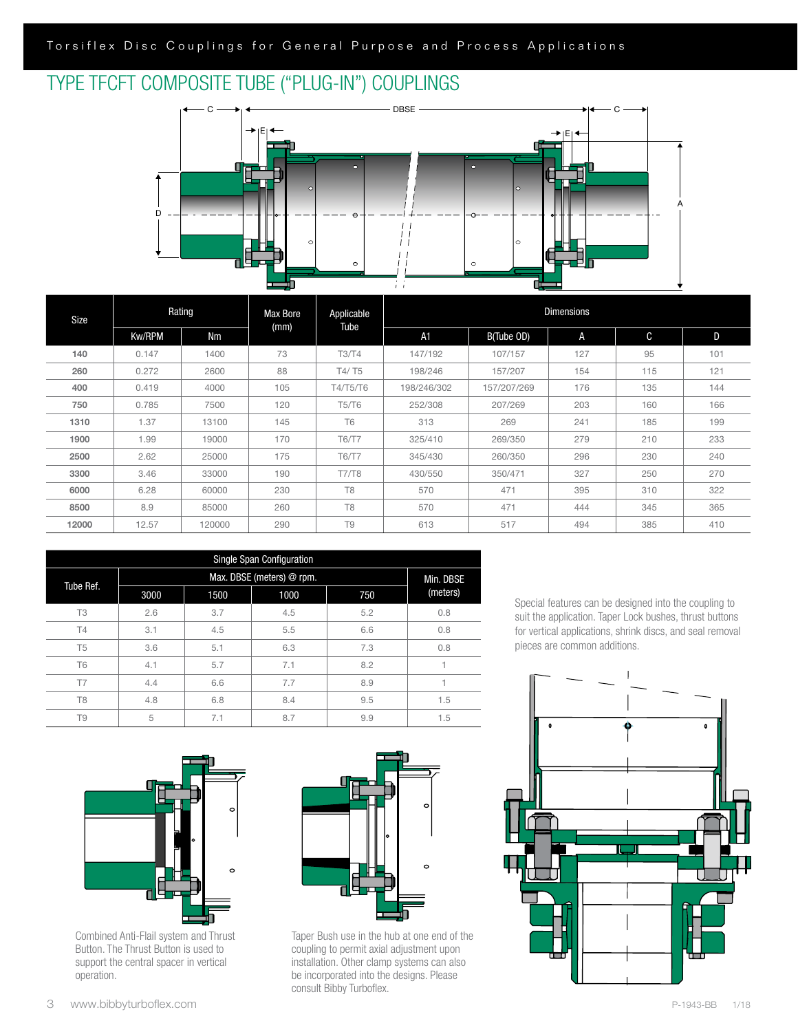# TYPE TFCFT COMPOSITE TUBE ("PLUG-IN") COUPLINGS

| Size | Rating | | Max Bore (mm) | Applicable Tube | Dimensions | | | | |
|---|---|---|---|---|---|---|---|---|---|
| | Kw/RPM | Nm | | | A1 | B(Tube OD) | A | C | D |
| 140 | 0.147 | 1400 | 73 | T3/T4 | 147/192 | 107/157 | 127 | 95 | 101 |
| 260 | 0.272 | 2600 | 88 | T4/ T5 | 198/246 | 157/207 | 154 | 115 | 121 |
| 400 | 0.419 | 4000 | 105 | T4/T5/T6 | 198/246/302 | 157/207/269 | 176 | 135 | 144 |
| 750 | 0.785 | 7500 | 120 | T5/T6 | 252/308 | 207/269 | 203 | 160 | 166 |
| 1310 | 1.37 | 13100 | 145 | T6 | 313 | 269 | 241 | 185 | 199 |
| 1900 | 1.99 | 19000 | 170 | T6/T7 | 325/410 | 269/350 | 279 | 210 | 233 |
| 2500 | 2.62 | 25000 | 175 | T6/T7 | 345/430 | 260/350 | 296 | 230 | 240 |
| 3300 | 3.46 | 33000 | 190 | T7/T8 | 430/550 | 350/471 | 327 | 250 | 270 |
| 6000 | 6.28 | 60000 | 230 | T8 | 570 | 471 | 395 | 310 | 322 |
| 8500 | 8.9 | 85000 | 260 | T8 | 570 | 471 | 444 | 345 | 365 |
| 12000 | 12.57 | 120000 | 290 | T9 | 613 | 517 | 494 | 385 | 410 |

| Single Span Configuration | | | | | |
|---|---|---|---|---|---|
| Tube Ref. | Max. DBSE (meters) @ rpm. | | | | Min. DBSE (meters) |
| | 3000 | 1500 | 1000 | 750 | |
| T3 | 2.6 | 3.7 | 4.5 | 5.2 | 0.8 |
| T4 | 3.1 | 4.5 | 5.5 | 6.6 | 0.8 |
| T5 | 3.6 | 5.1 | 6.3 | 7.3 | 0.8 |
| T6 | 4.1 | 5.7 | 7.1 | 8.2 | 1 |
| T7 | 4.4 | 6.6 | 7.7 | 8.9 | 1 |
| T8 | 4.8 | 6.8 | 8.4 | 9.5 | 1.5 |
| T9 | 5 | 7.1 | 8.7 | 9.9 | 1.5 |

Special features can be designed into the coupling to suit the application. Taper Lock bushes, thrust buttons for vertical applications, shrink discs, and seal removal pieces are common additions.

Combined Anti-Flail system and Thrust Button. The Thrust Button is used to support the central spacer in vertical operation.

Taper Bush use in the hub at one end of the coupling to permit axial adjustment upon installation. Other clamp systems can also be incorporated into the designs. Please consult Bibby Turboflex.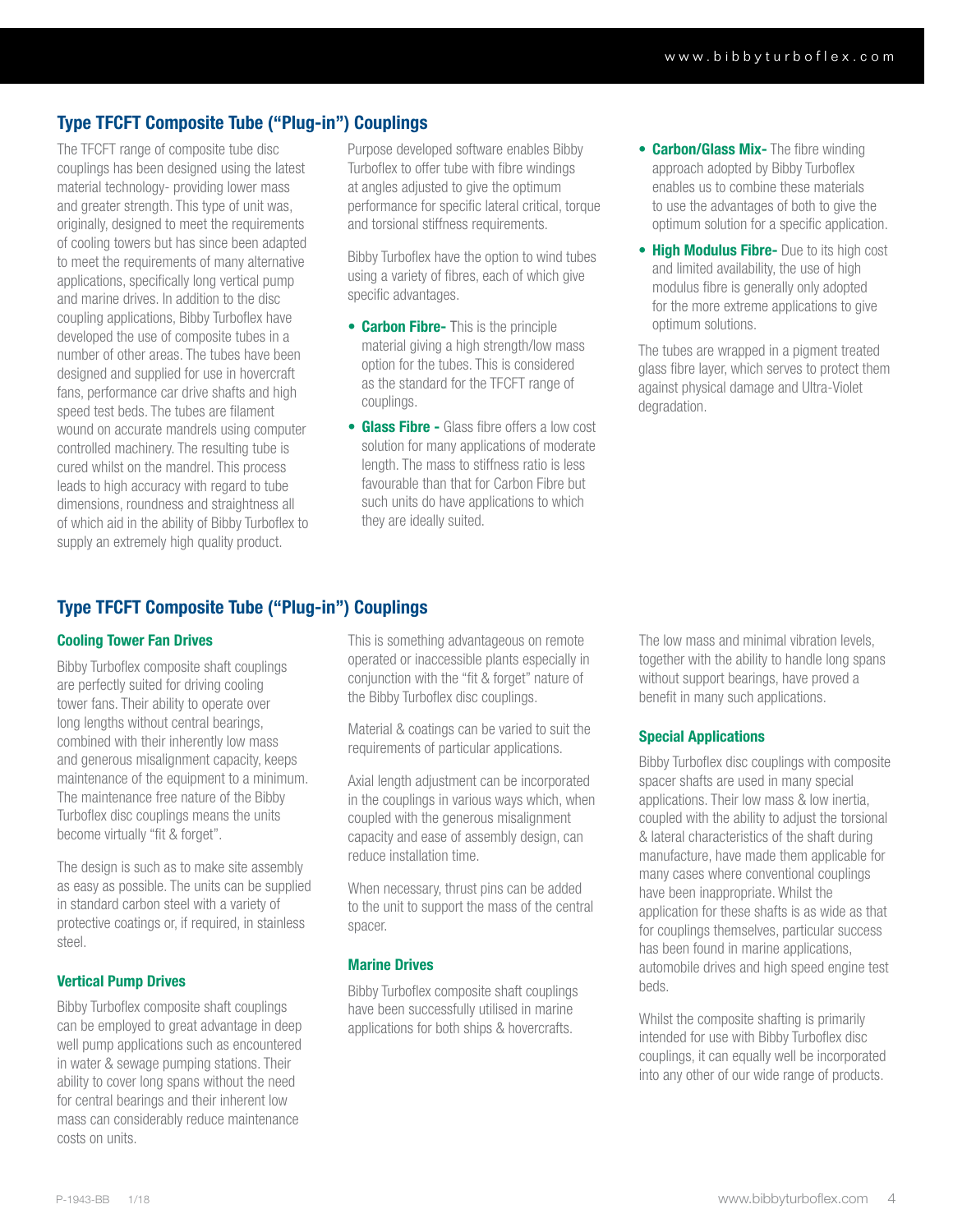## Type TFCFT Composite Tube ("Plug-in") Couplings

The TFCFT range of composite tube disc couplings has been designed using the latest material technology- providing lower mass and greater strength. This type of unit was, originally, designed to meet the requirements of cooling towers but has since been adapted to meet the requirements of many alternative applications, specifically long vertical pump and marine drives. In addition to the disc coupling applications, Bibby Turboflex have developed the use of composite tubes in a number of other areas. The tubes have been designed and supplied for use in hovercraft fans, performance car drive shafts and high speed test beds. The tubes are filament wound on accurate mandrels using computer controlled machinery. The resulting tube is cured whilst on the mandrel. This process leads to high accuracy with regard to tube dimensions, roundness and straightness all of which aid in the ability of Bibby Turboflex to supply an extremely high quality product.

Purpose developed software enables Bibby Turboflex to offer tube with fibre windings at angles adjusted to give the optimum performance for specific lateral critical, torque and torsional stiffness requirements.

Bibby Turboflex have the option to wind tubes using a variety of fibres, each of which give specific advantages.

- **Carbon Fibre-** This is the principle material giving a high strength/low mass option for the tubes. This is considered as the standard for the TFCFT range of couplings.
- **Glass Fibre -** Glass fibre offers a low cost solution for many applications of moderate length. The mass to stiffness ratio is less favourable than that for Carbon Fibre but such units do have applications to which they are ideally suited.
- **Carbon/Glass Mix-** The fibre winding approach adopted by Bibby Turboflex enables us to combine these materials to use the advantages of both to give the optimum solution for a specific application.
- **High Modulus Fibre-** Due to its high cost and limited availability, the use of high modulus fibre is generally only adopted for the more extreme applications to give optimum solutions.

The tubes are wrapped in a pigment treated glass fibre layer, which serves to protect them against physical damage and Ultra-Violet degradation.

## Type TFCFT Composite Tube ("Plug-in") Couplings

### Cooling Tower Fan Drives

Bibby Turboflex composite shaft couplings are perfectly suited for driving cooling tower fans. Their ability to operate over long lengths without central bearings, combined with their inherently low mass and generous misalignment capacity, keeps maintenance of the equipment to a minimum. The maintenance free nature of the Bibby Turboflex disc couplings means the units become virtually "fit & forget".

The design is such as to make site assembly as easy as possible. The units can be supplied in standard carbon steel with a variety of protective coatings or, if required, in stainless steel.

### Vertical Pump Drives

Bibby Turboflex composite shaft couplings can be employed to great advantage in deep well pump applications such as encountered in water & sewage pumping stations. Their ability to cover long spans without the need for central bearings and their inherent low mass can considerably reduce maintenance costs on units.

This is something advantageous on remote operated or inaccessible plants especially in conjunction with the "fit & forget" nature of the Bibby Turboflex disc couplings.

Material & coatings can be varied to suit the requirements of particular applications.

Axial length adjustment can be incorporated in the couplings in various ways which, when coupled with the generous misalignment capacity and ease of assembly design, can reduce installation time.

When necessary, thrust pins can be added to the unit to support the mass of the central spacer.

### Marine Drives

Bibby Turboflex composite shaft couplings have been successfully utilised in marine applications for both ships & hovercrafts.

The low mass and minimal vibration levels, together with the ability to handle long spans without support bearings, have proved a benefit in many such applications.

### Special Applications

Bibby Turboflex disc couplings with composite spacer shafts are used in many special applications. Their low mass & low inertia, coupled with the ability to adjust the torsional & lateral characteristics of the shaft during manufacture, have made them applicable for many cases where conventional couplings have been inappropriate. Whilst the application for these shafts is as wide as that for couplings themselves, particular success has been found in marine applications, automobile drives and high speed engine test beds.

Whilst the composite shafting is primarily intended for use with Bibby Turboflex disc couplings, it can equally well be incorporated into any other of our wide range of products.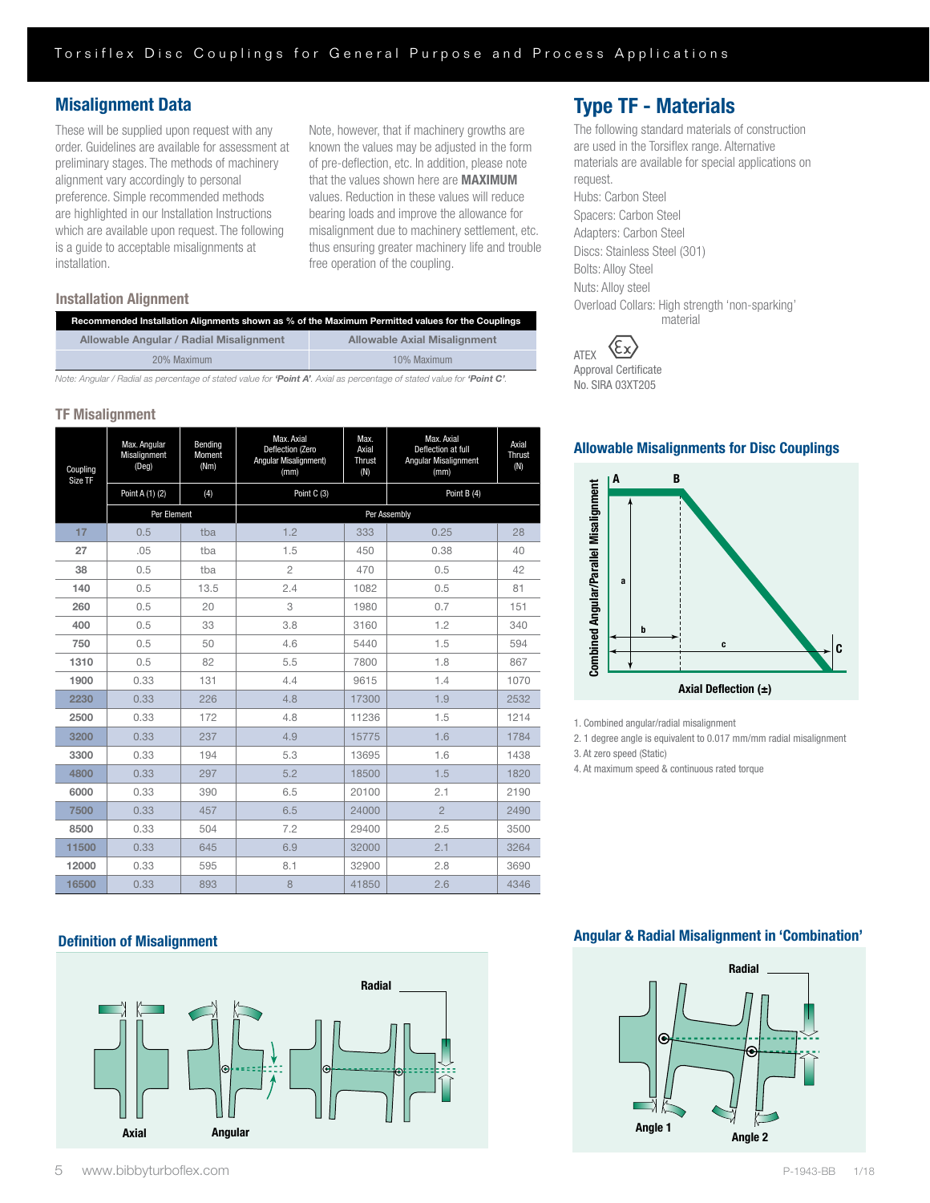## Misalignment Data

These will be supplied upon request with any order. Guidelines are available for assessment at preliminary stages. The methods of machinery alignment vary accordingly to personal preference. Simple recommended methods are highlighted in our Installation Instructions which are available upon request. The following is a guide to acceptable misalignments at installation.

Note, however, that if machinery growths are known the values may be adjusted in the form of pre-deflection, etc. In addition, please note that the values shown here are **MAXIMUM** values. Reduction in these values will reduce bearing loads and improve the allowance for misalignment due to machinery settlement, etc. thus ensuring greater machinery life and trouble free operation of the coupling.

### Installation Alignment

| Recommended Installation Alignments shown as % of the Maximum Permitted values for the Couplings | |
|---|---|
| Allowable Angular / Radial Misalignment | Allowable Axial Misalignment |
| 20% Maximum | 10% Maximum |

*Note: Angular / Radial as percentage of stated value for **'Point A'**. Axial as percentage of stated value for **'Point C'**.*

### TF Misalignment

| Coupling Size TF | Max. Angular Misalignment (Deg) | Bending Moment (Nm) | Max. Axial Deflection (Zero Angular Misalignment) (mm) | Max. Axial Thrust (N) | Max. Axial Deflection at full Angular Misalignment (mm) | Axial Thrust (N) |
|---|---|---|---|---|---|---|
| | Point A (1) (2) | (4) | Point C (3) | | Point B (4) | |
| | Per Element | | Per Assembly | | | |
| 17 | 0.5 | tba | 1.2 | 333 | 0.25 | 28 |
| 27 | .05 | tba | 1.5 | 450 | 0.38 | 40 |
| 38 | 0.5 | tba | 2 | 470 | 0.5 | 42 |
| 140 | 0.5 | 13.5 | 2.4 | 1082 | 0.5 | 81 |
| 260 | 0.5 | 20 | 3 | 1980 | 0.7 | 151 |
| 400 | 0.5 | 33 | 3.8 | 3160 | 1.2 | 340 |
| 750 | 0.5 | 50 | 4.6 | 5440 | 1.5 | 594 |
| 1310 | 0.5 | 82 | 5.5 | 7800 | 1.8 | 867 |
| 1900 | 0.33 | 131 | 4.4 | 9615 | 1.4 | 1070 |
| 2230 | 0.33 | 226 | 4.8 | 17300 | 1.9 | 2532 |
| 2500 | 0.33 | 172 | 4.8 | 11236 | 1.5 | 1214 |
| 3200 | 0.33 | 237 | 4.9 | 15775 | 1.6 | 1784 |
| 3300 | 0.33 | 194 | 5.3 | 13695 | 1.6 | 1438 |
| 4800 | 0.33 | 297 | 5.2 | 18500 | 1.5 | 1820 |
| 6000 | 0.33 | 390 | 6.5 | 20100 | 2.1 | 2190 |
| 7500 | 0.33 | 457 | 6.5 | 24000 | 2 | 2490 |
| 8500 | 0.33 | 504 | 7.2 | 29400 | 2.5 | 3500 |
| 11500 | 0.33 | 645 | 6.9 | 32000 | 2.1 | 3264 |
| 12000 | 0.33 | 595 | 8.1 | 32900 | 2.8 | 3690 |
| 16500 | 0.33 | 893 | 8 | 41850 | 2.6 | 4346 |

### Definition of Misalignment

Axial — Angular — Radial

## Type TF - Materials

The following standard materials of construction are used in the Torsiflex range. Alternative materials are available for special applications on request.

Hubs: Carbon Steel
Spacers: Carbon Steel
Adapters: Carbon Steel
Discs: Stainless Steel (301)
Bolts: Alloy Steel
Nuts: Alloy steel
Overload Collars: High strength 'non-sparking' material

ATEX Approval Certificate No. SIRA 03XT205

### Allowable Misalignments for Disc Couplings

Combined Angular/Parallel Misalignment — Axial Deflection (±) — A, B, C, a, b, c

1. Combined angular/radial misalignment
2. 1 degree angle is equivalent to 0.017 mm/mm radial misalignment
3. At zero speed (Static)
4. At maximum speed & continuous rated torque

### Angular & Radial Misalignment in 'Combination'

Radial — Angle 1 — Angle 2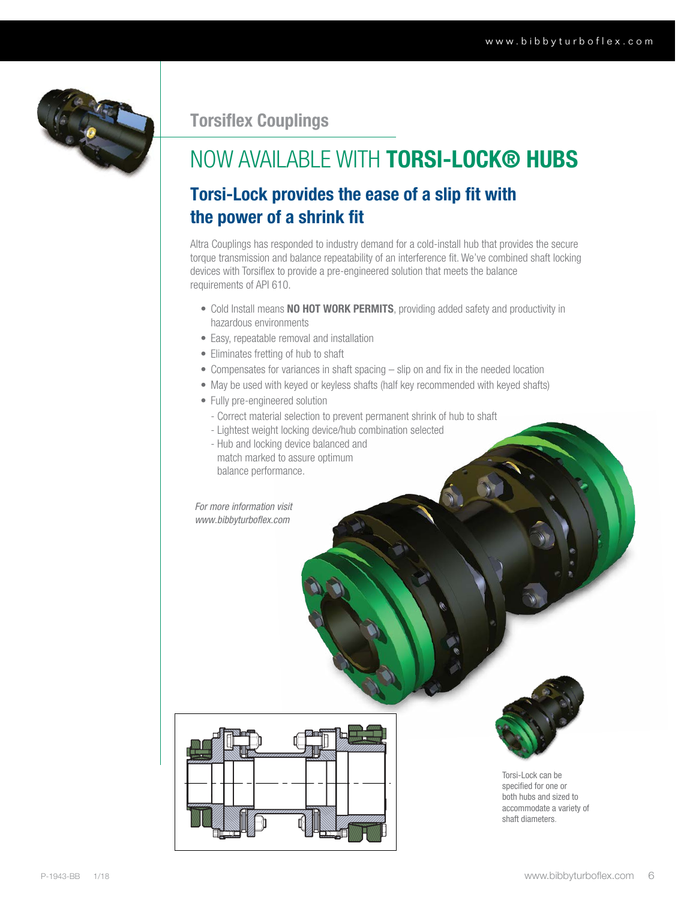## Torsiflex Couplings

# NOW AVAILABLE WITH **TORSI-LOCK® HUBS**

### Torsi-Lock provides the ease of a slip fit with the power of a shrink fit

Altra Couplings has responded to industry demand for a cold-install hub that provides the secure torque transmission and balance repeatability of an interference fit. We've combined shaft locking devices with Torsiflex to provide a pre-engineered solution that meets the balance requirements of API 610.

- Cold Install means **NO HOT WORK PERMITS**, providing added safety and productivity in hazardous environments
- Easy, repeatable removal and installation
- Eliminates fretting of hub to shaft
- Compensates for variances in shaft spacing – slip on and fix in the needed location
- May be used with keyed or keyless shafts (half key recommended with keyed shafts)
- Fully pre-engineered solution
  - Correct material selection to prevent permanent shrink of hub to shaft
  - Lightest weight locking device/hub combination selected
  - Hub and locking device balanced and match marked to assure optimum balance performance.

*For more information visit www.bibbyturboflex.com*

Torsi-Lock can be specified for one or both hubs and sized to accommodate a variety of shaft diameters.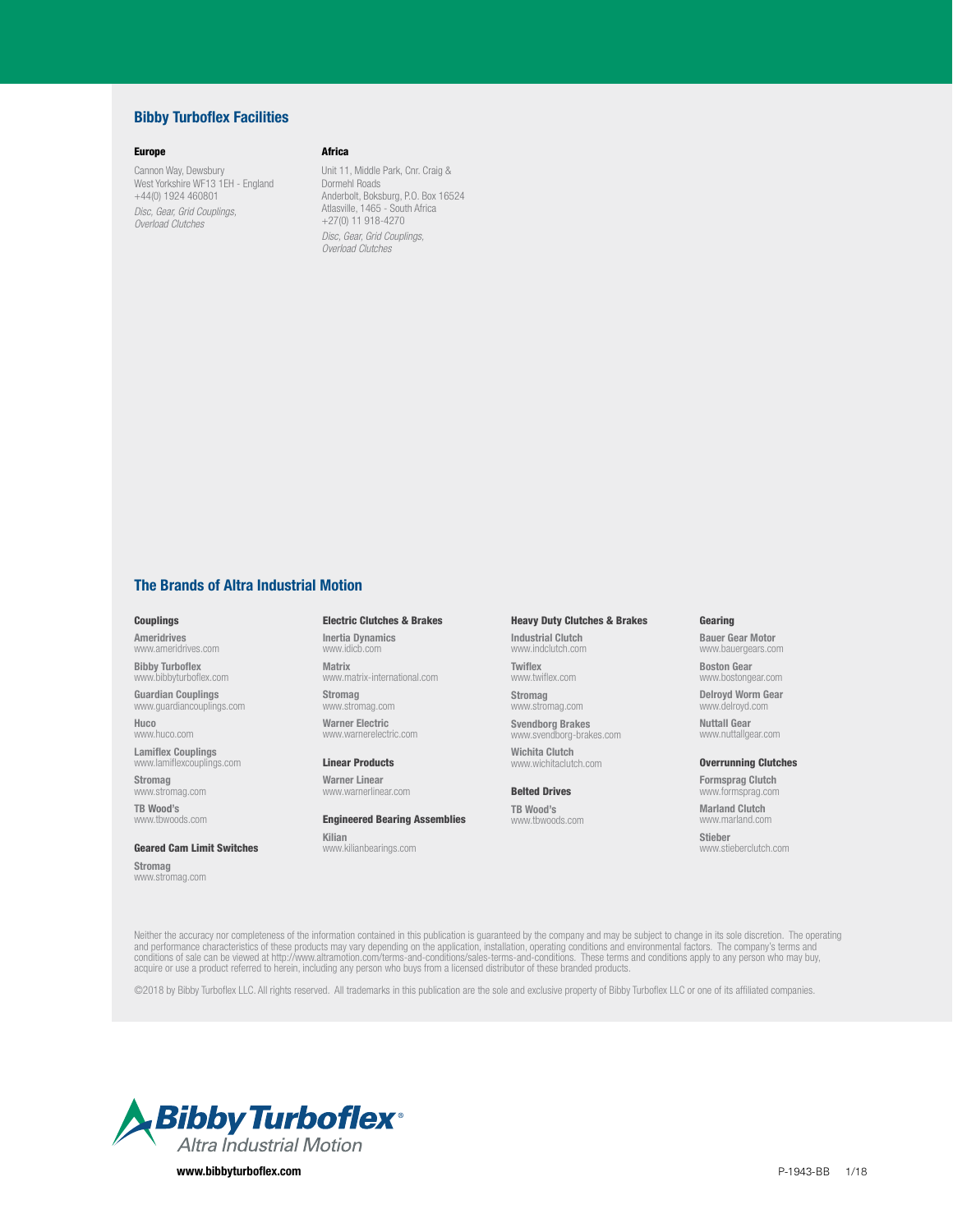## Bibby Turboflex Facilities

**Europe**

Cannon Way, Dewsbury
West Yorkshire WF13 1EH - England
+44(0) 1924 460801
*Disc, Gear, Grid Couplings, Overload Clutches*

**Africa**

Unit 11, Middle Park, Cnr. Craig & Dormehl Roads
Anderbolt, Boksburg, P.O. Box 16524
Atlasville, 1465 - South Africa
+27(0) 11 918-4270
*Disc, Gear, Grid Couplings, Overload Clutches*

## The Brands of Altra Industrial Motion

**Couplings**

**Ameridrives**
www.ameridrives.com

**Bibby Turboflex**
www.bibbyturboflex.com

**Guardian Couplings**
www.guardiancouplings.com

**Huco**
www.huco.com

**Lamiflex Couplings**
www.lamiflexcouplings.com

**Stromag**
www.stromag.com

**TB Wood's**
www.tbwoods.com

**Geared Cam Limit Switches**

**Stromag**
www.stromag.com

**Electric Clutches & Brakes**

**Inertia Dynamics**
www.idicb.com

**Matrix**
www.matrix-international.com

**Stromag**
www.stromag.com

**Warner Electric**
www.warnerelectric.com

**Linear Products**

**Warner Linear**
www.warnerlinear.com

**Engineered Bearing Assemblies**

**Kilian**
www.kilianbearings.com

**Heavy Duty Clutches & Brakes**

**Industrial Clutch**
www.indclutch.com

**Twiflex**
www.twiflex.com

**Stromag**
www.stromag.com

**Svendborg Brakes**
www.svendborg-brakes.com

**Wichita Clutch**
www.wichitaclutch.com

**Belted Drives**

**TB Wood's**
www.tbwoods.com

**Gearing**

**Bauer Gear Motor**
www.bauergears.com

**Boston Gear**
www.bostongear.com

**Delroyd Worm Gear**
www.delroyd.com

**Nuttall Gear**
www.nuttallgear.com

**Overrunning Clutches**

**Formsprag Clutch**
www.formsprag.com

**Marland Clutch**
www.marland.com

**Stieber**
www.stieberclutch.com

Neither the accuracy nor completeness of the information contained in this publication is guaranteed by the company and may be subject to change in its sole discretion. The operating and performance characteristics of these products may vary depending on the application, installation, operating conditions and environmental factors. The company's terms and conditions of sale can be viewed at http://www.altramotion.com/terms-and-conditions/sales-terms-and-conditions. These terms and conditions apply to any person who may buy, acquire or use a product referred to herein, including any person who buys from a licensed distributor of these branded products.

©2018 by Bibby Turboflex LLC. All rights reserved. All trademarks in this publication are the sole and exclusive property of Bibby Turboflex LLC or one of its affiliated companies.

Bibby Turboflex®
Altra Industrial Motion

**www.bibbyturboflex.com**

P-1943-BB 1/18